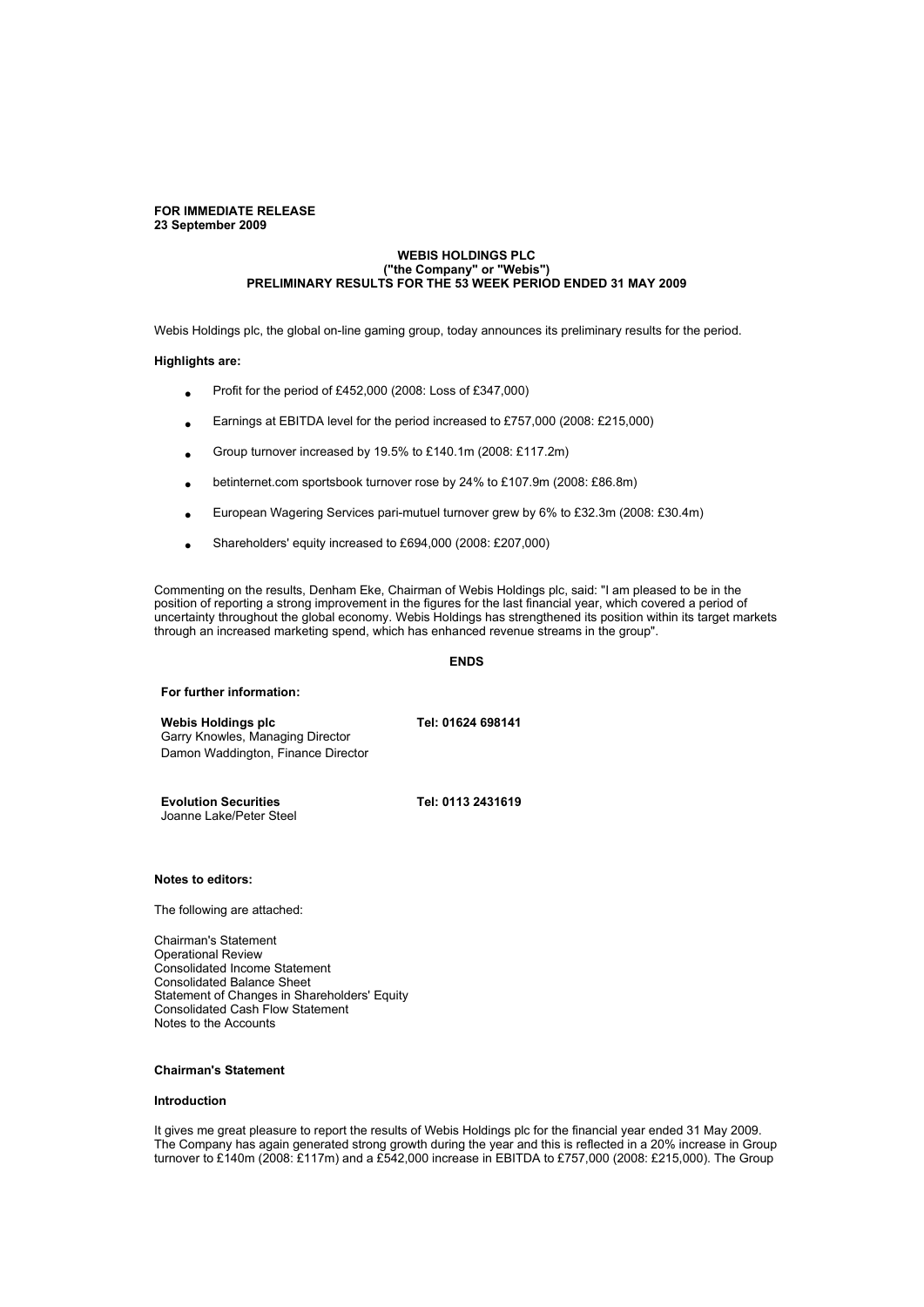**FOR IMMEDIATE RELEASE**
**23 September 2009**

# WEBIS HOLDINGS PLC
## ("the Company" or "Webis")
## PRELIMINARY RESULTS FOR THE 53 WEEK PERIOD ENDED 31 MAY 2009

Webis Holdings plc, the global on-line gaming group, today announces its preliminary results for the period.

**Highlights are:**

- Profit for the period of £452,000 (2008: Loss of £347,000)
- Earnings at EBITDA level for the period increased to £757,000 (2008: £215,000)
- Group turnover increased by 19.5% to £140.1m (2008: £117.2m)
- betinternet.com sportsbook turnover rose by 24% to £107.9m (2008: £86.8m)
- European Wagering Services pari-mutuel turnover grew by 6% to £32.3m (2008: £30.4m)
- Shareholders' equity increased to £694,000 (2008: £207,000)

Commenting on the results, Denham Eke, Chairman of Webis Holdings plc, said: "I am pleased to be in the position of reporting a strong improvement in the figures for the last financial year, which covered a period of uncertainty throughout the global economy. Webis Holdings has strengthened its position within its target markets through an increased marketing spend, which has enhanced revenue streams in the group".

**ENDS**

**For further information:**

| | |
|---|---|
| **Webis Holdings plc** | **Tel: 01624 698141** |
| Garry Knowles, Managing Director | |
| Damon Waddington, Finance Director | |
| | |
| **Evolution Securities** | **Tel: 0113 2431619** |
| Joanne Lake/Peter Steel | |

**Notes to editors:**

The following are attached:

Chairman's Statement
Operational Review
Consolidated Income Statement
Consolidated Balance Sheet
Statement of Changes in Shareholders' Equity
Consolidated Cash Flow Statement
Notes to the Accounts

### Chairman's Statement

**Introduction**

It gives me great pleasure to report the results of Webis Holdings plc for the financial year ended 31 May 2009. The Company has again generated strong growth during the year and this is reflected in a 20% increase in Group turnover to £140m (2008: £117m) and a £542,000 increase in EBITDA to £757,000 (2008: £215,000). The Group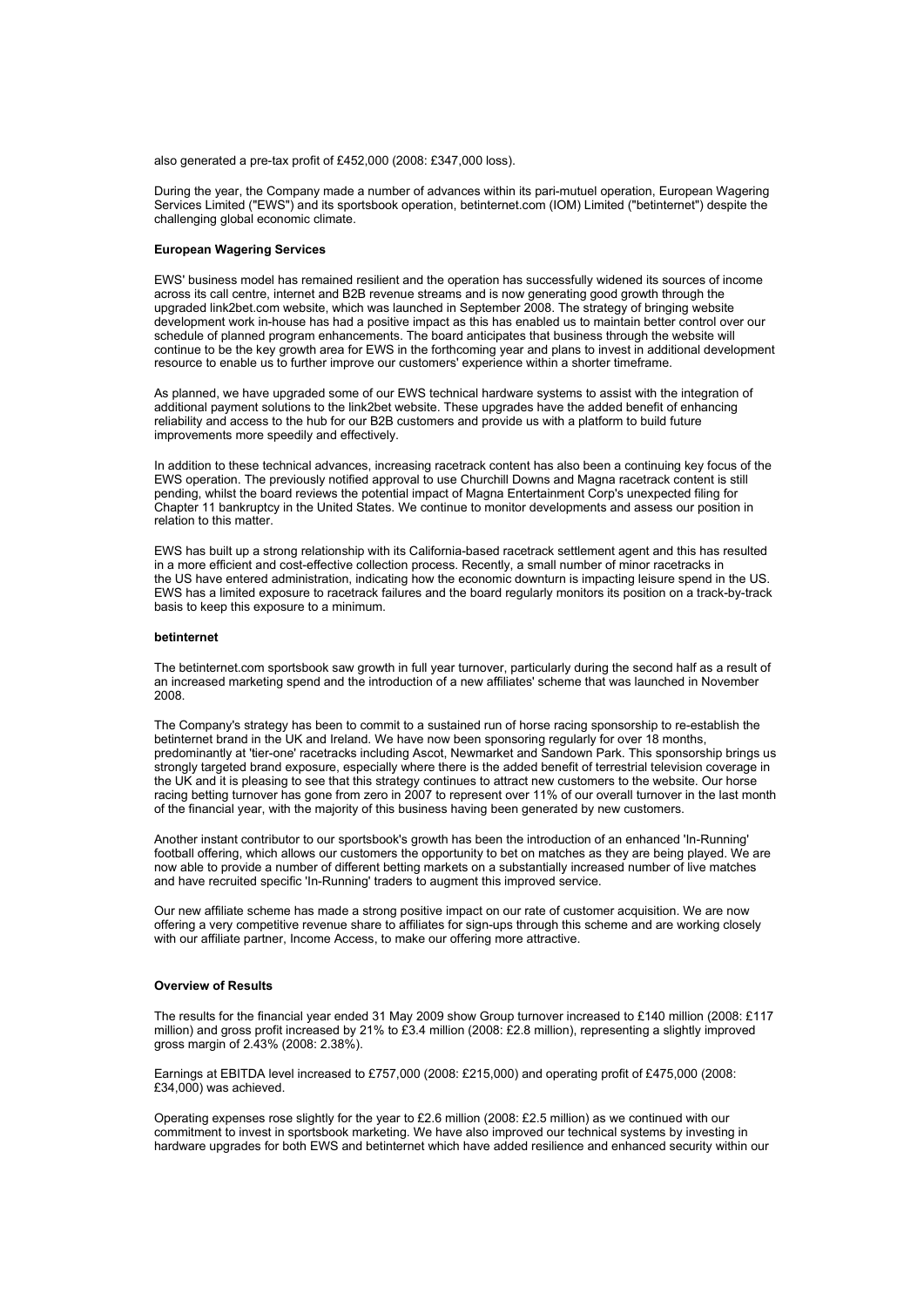also generated a pre-tax profit of £452,000 (2008: £347,000 loss).

During the year, the Company made a number of advances within its pari-mutuel operation, European Wagering Services Limited ("EWS") and its sportsbook operation, betinternet.com (IOM) Limited ("betinternet") despite the challenging global economic climate.

**European Wagering Services**

EWS' business model has remained resilient and the operation has successfully widened its sources of income across its call centre, internet and B2B revenue streams and is now generating good growth through the upgraded link2bet.com website, which was launched in September 2008. The strategy of bringing website development work in-house has had a positive impact as this has enabled us to maintain better control over our schedule of planned program enhancements. The board anticipates that business through the website will continue to be the key growth area for EWS in the forthcoming year and plans to invest in additional development resource to enable us to further improve our customers' experience within a shorter timeframe.

As planned, we have upgraded some of our EWS technical hardware systems to assist with the integration of additional payment solutions to the link2bet website. These upgrades have the added benefit of enhancing reliability and access to the hub for our B2B customers and provide us with a platform to build future improvements more speedily and effectively.

In addition to these technical advances, increasing racetrack content has also been a continuing key focus of the EWS operation. The previously notified approval to use Churchill Downs and Magna racetrack content is still pending, whilst the board reviews the potential impact of Magna Entertainment Corp's unexpected filing for Chapter 11 bankruptcy in the United States. We continue to monitor developments and assess our position in relation to this matter.

EWS has built up a strong relationship with its California-based racetrack settlement agent and this has resulted in a more efficient and cost-effective collection process. Recently, a small number of minor racetracks in the US have entered administration, indicating how the economic downturn is impacting leisure spend in the US. EWS has a limited exposure to racetrack failures and the board regularly monitors its position on a track-by-track basis to keep this exposure to a minimum.

**betinternet**

The betinternet.com sportsbook saw growth in full year turnover, particularly during the second half as a result of an increased marketing spend and the introduction of a new affiliates' scheme that was launched in November 2008.

The Company's strategy has been to commit to a sustained run of horse racing sponsorship to re-establish the betinternet brand in the UK and Ireland. We have now been sponsoring regularly for over 18 months, predominantly at 'tier-one' racetracks including Ascot, Newmarket and Sandown Park. This sponsorship brings us strongly targeted brand exposure, especially where there is the added benefit of terrestrial television coverage in the UK and it is pleasing to see that this strategy continues to attract new customers to the website. Our horse racing betting turnover has gone from zero in 2007 to represent over 11% of our overall turnover in the last month of the financial year, with the majority of this business having been generated by new customers.

Another instant contributor to our sportsbook's growth has been the introduction of an enhanced 'In-Running' football offering, which allows our customers the opportunity to bet on matches as they are being played. We are now able to provide a number of different betting markets on a substantially increased number of live matches and have recruited specific 'In-Running' traders to augment this improved service.

Our new affiliate scheme has made a strong positive impact on our rate of customer acquisition. We are now offering a very competitive revenue share to affiliates for sign-ups through this scheme and are working closely with our affiliate partner, Income Access, to make our offering more attractive.

**Overview of Results**

The results for the financial year ended 31 May 2009 show Group turnover increased to £140 million (2008: £117 million) and gross profit increased by 21% to £3.4 million (2008: £2.8 million), representing a slightly improved gross margin of 2.43% (2008: 2.38%).

Earnings at EBITDA level increased to £757,000 (2008: £215,000) and operating profit of £475,000 (2008: £34,000) was achieved.

Operating expenses rose slightly for the year to £2.6 million (2008: £2.5 million) as we continued with our commitment to invest in sportsbook marketing. We have also improved our technical systems by investing in hardware upgrades for both EWS and betinternet which have added resilience and enhanced security within our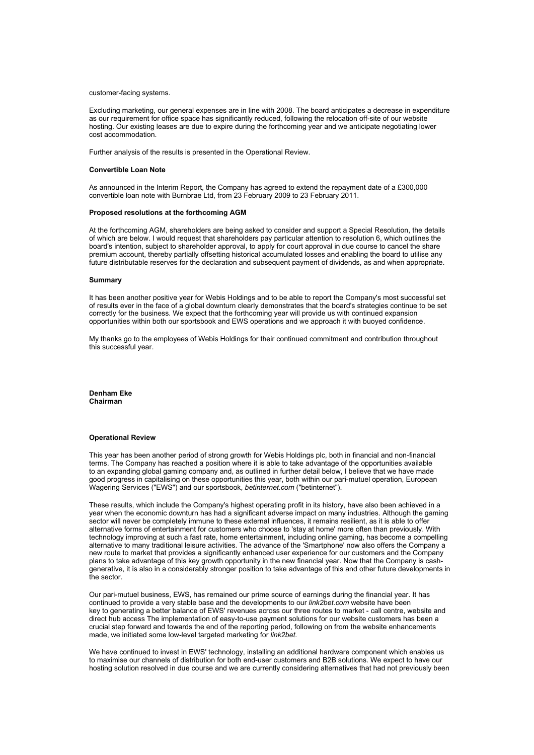customer-facing systems.

Excluding marketing, our general expenses are in line with 2008. The board anticipates a decrease in expenditure as our requirement for office space has significantly reduced, following the relocation off-site of our website hosting. Our existing leases are due to expire during the forthcoming year and we anticipate negotiating lower cost accommodation.

Further analysis of the results is presented in the Operational Review.

**Convertible Loan Note**

As announced in the Interim Report, the Company has agreed to extend the repayment date of a £300,000 convertible loan note with Burnbrae Ltd, from 23 February 2009 to 23 February 2011.

**Proposed resolutions at the forthcoming AGM**

At the forthcoming AGM, shareholders are being asked to consider and support a Special Resolution, the details of which are below. I would request that shareholders pay particular attention to resolution 6, which outlines the board's intention, subject to shareholder approval, to apply for court approval in due course to cancel the share premium account, thereby partially offsetting historical accumulated losses and enabling the board to utilise any future distributable reserves for the declaration and subsequent payment of dividends, as and when appropriate.

**Summary**

It has been another positive year for Webis Holdings and to be able to report the Company's most successful set of results ever in the face of a global downturn clearly demonstrates that the board's strategies continue to be set correctly for the business. We expect that the forthcoming year will provide us with continued expansion opportunities within both our sportsbook and EWS operations and we approach it with buoyed confidence.

My thanks go to the employees of Webis Holdings for their continued commitment and contribution throughout this successful year.

**Denham Eke**
**Chairman**

**Operational Review**

This year has been another period of strong growth for Webis Holdings plc, both in financial and non-financial terms. The Company has reached a position where it is able to take advantage of the opportunities available to an expanding global gaming company and, as outlined in further detail below, I believe that we have made good progress in capitalising on these opportunities this year, both within our pari-mutuel operation, European Wagering Services ("EWS") and our sportsbook, *betinternet.com* ("betinternet").

These results, which include the Company's highest operating profit in its history, have also been achieved in a year when the economic downturn has had a significant adverse impact on many industries. Although the gaming sector will never be completely immune to these external influences, it remains resilient, as it is able to offer alternative forms of entertainment for customers who choose to 'stay at home' more often than previously. With technology improving at such a fast rate, home entertainment, including online gaming, has become a compelling alternative to many traditional leisure activities. The advance of the 'Smartphone' now also offers the Company a new route to market that provides a significantly enhanced user experience for our customers and the Company plans to take advantage of this key growth opportunity in the new financial year. Now that the Company is cash-generative, it is also in a considerably stronger position to take advantage of this and other future developments in the sector.

Our pari-mutuel business, EWS, has remained our prime source of earnings during the financial year. It has continued to provide a very stable base and the developments to our *link2bet.com* website have been key to generating a better balance of EWS' revenues across our three routes to market - call centre, website and direct hub access The implementation of easy-to-use payment solutions for our website customers has been a crucial step forward and towards the end of the reporting period, following on from the website enhancements made, we initiated some low-level targeted marketing for *link2bet*.

We have continued to invest in EWS' technology, installing an additional hardware component which enables us to maximise our channels of distribution for both end-user customers and B2B solutions. We expect to have our hosting solution resolved in due course and we are currently considering alternatives that had not previously been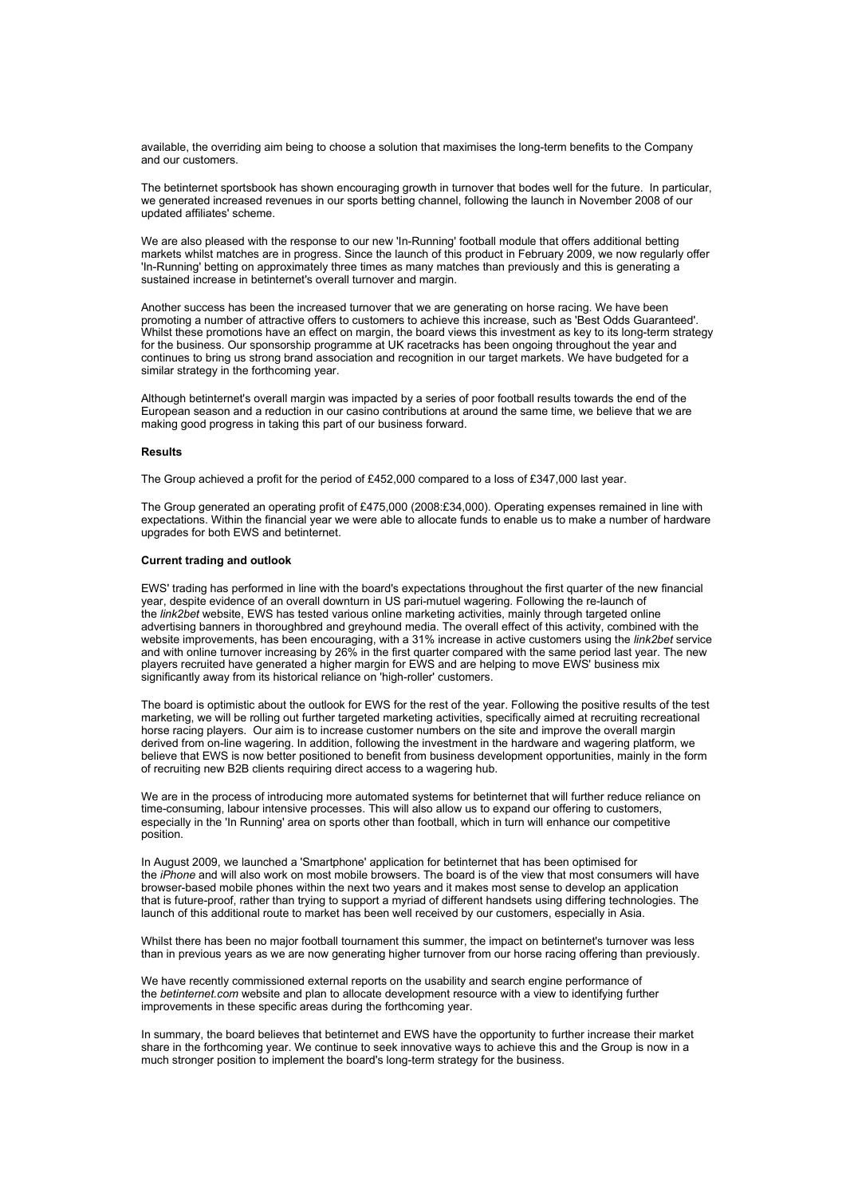available, the overriding aim being to choose a solution that maximises the long-term benefits to the Company and our customers.

The betinternet sportsbook has shown encouraging growth in turnover that bodes well for the future. In particular, we generated increased revenues in our sports betting channel, following the launch in November 2008 of our updated affiliates' scheme.

We are also pleased with the response to our new 'In-Running' football module that offers additional betting markets whilst matches are in progress. Since the launch of this product in February 2009, we now regularly offer 'In-Running' betting on approximately three times as many matches than previously and this is generating a sustained increase in betinternet's overall turnover and margin.

Another success has been the increased turnover that we are generating on horse racing. We have been promoting a number of attractive offers to customers to achieve this increase, such as 'Best Odds Guaranteed'. Whilst these promotions have an effect on margin, the board views this investment as key to its long-term strategy for the business. Our sponsorship programme at UK racetracks has been ongoing throughout the year and continues to bring us strong brand association and recognition in our target markets. We have budgeted for a similar strategy in the forthcoming year.

Although betinternet's overall margin was impacted by a series of poor football results towards the end of the European season and a reduction in our casino contributions at around the same time, we believe that we are making good progress in taking this part of our business forward.

**Results**

The Group achieved a profit for the period of £452,000 compared to a loss of £347,000 last year.

The Group generated an operating profit of £475,000 (2008:£34,000). Operating expenses remained in line with expectations. Within the financial year we were able to allocate funds to enable us to make a number of hardware upgrades for both EWS and betinternet.

**Current trading and outlook**

EWS' trading has performed in line with the board's expectations throughout the first quarter of the new financial year, despite evidence of an overall downturn in US pari-mutuel wagering. Following the re-launch of the *link2bet* website, EWS has tested various online marketing activities, mainly through targeted online advertising banners in thoroughbred and greyhound media. The overall effect of this activity, combined with the website improvements, has been encouraging, with a 31% increase in active customers using the *link2bet* service and with online turnover increasing by 26% in the first quarter compared with the same period last year. The new players recruited have generated a higher margin for EWS and are helping to move EWS' business mix significantly away from its historical reliance on 'high-roller' customers.

The board is optimistic about the outlook for EWS for the rest of the year. Following the positive results of the test marketing, we will be rolling out further targeted marketing activities, specifically aimed at recruiting recreational horse racing players. Our aim is to increase customer numbers on the site and improve the overall margin derived from on-line wagering. In addition, following the investment in the hardware and wagering platform, we believe that EWS is now better positioned to benefit from business development opportunities, mainly in the form of recruiting new B2B clients requiring direct access to a wagering hub.

We are in the process of introducing more automated systems for betinternet that will further reduce reliance on time-consuming, labour intensive processes. This will also allow us to expand our offering to customers, especially in the 'In Running' area on sports other than football, which in turn will enhance our competitive position.

In August 2009, we launched a 'Smartphone' application for betinternet that has been optimised for the *iPhone* and will also work on most mobile browsers. The board is of the view that most consumers will have browser-based mobile phones within the next two years and it makes most sense to develop an application that is future-proof, rather than trying to support a myriad of different handsets using differing technologies. The launch of this additional route to market has been well received by our customers, especially in Asia.

Whilst there has been no major football tournament this summer, the impact on betinternet's turnover was less than in previous years as we are now generating higher turnover from our horse racing offering than previously.

We have recently commissioned external reports on the usability and search engine performance of the *betinternet.com* website and plan to allocate development resource with a view to identifying further improvements in these specific areas during the forthcoming year.

In summary, the board believes that betinternet and EWS have the opportunity to further increase their market share in the forthcoming year. We continue to seek innovative ways to achieve this and the Group is now in a much stronger position to implement the board's long-term strategy for the business.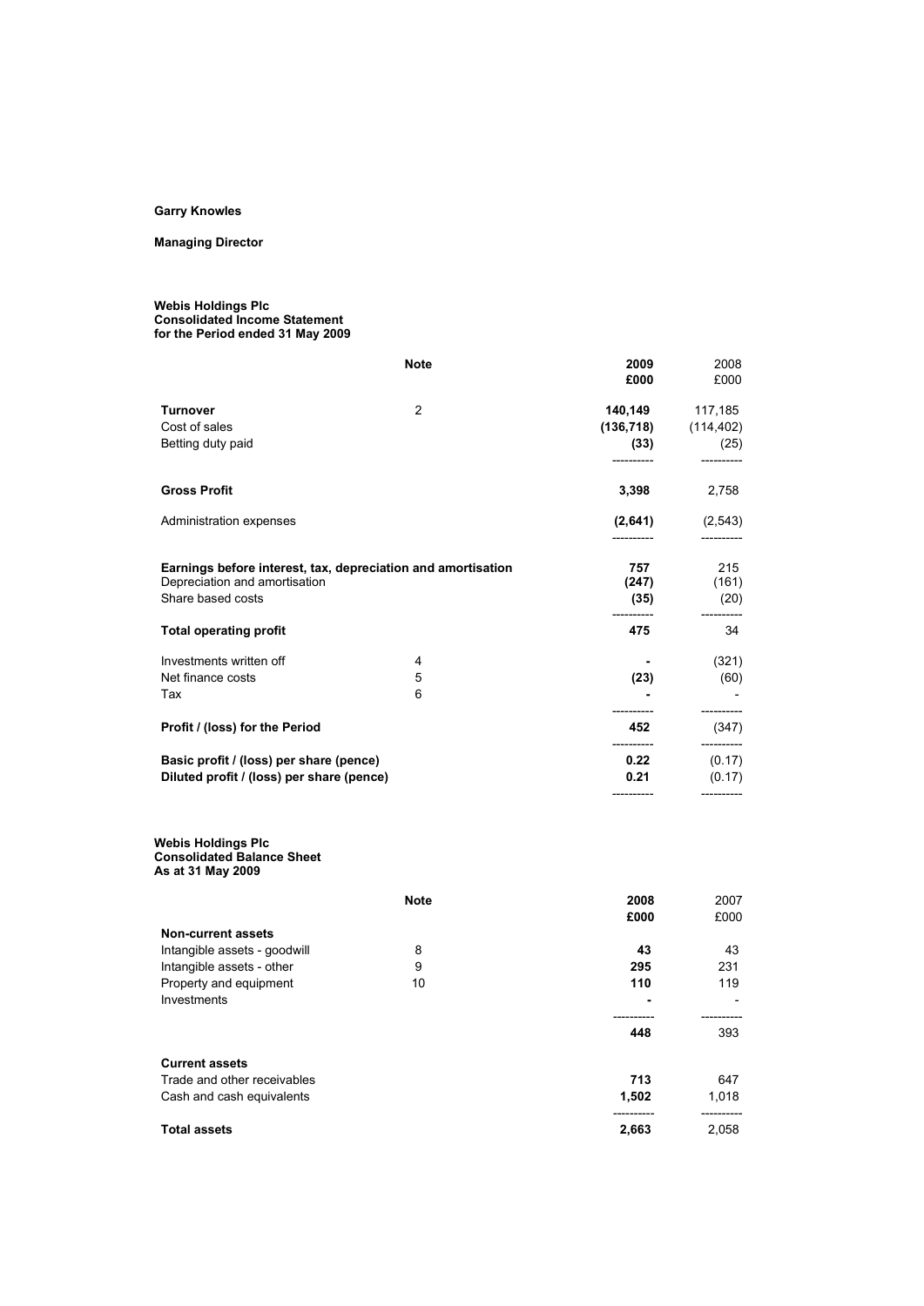**Garry Knowles**

**Managing Director**

**Webis Holdings Plc**
**Consolidated Income Statement**
**for the Period ended 31 May 2009**

| | Note | 2009 £000 | 2008 £000 |
|---|---|---|---|
| **Turnover** | 2 | **140,149** | 117,185 |
| Cost of sales | | **(136,718)** | (114,402) |
| Betting duty paid | | **(33)** | (25) |
| **Gross Profit** | | **3,398** | 2,758 |
| Administration expenses | | **(2,641)** | (2,543) |
| **Earnings before interest, tax, depreciation and amortisation** | | **757** | 215 |
| Depreciation and amortisation | | **(247)** | (161) |
| Share based costs | | **(35)** | (20) |
| **Total operating profit** | | **475** | 34 |
| Investments written off | 4 | **-** | (321) |
| Net finance costs | 5 | **(23)** | (60) |
| Tax | 6 | **-** | - |
| **Profit / (loss) for the Period** | | **452** | (347) |
| **Basic profit / (loss) per share (pence)** | | **0.22** | (0.17) |
| **Diluted profit / (loss) per share (pence)** | | **0.21** | (0.17) |

**Webis Holdings Plc**
**Consolidated Balance Sheet**
**As at 31 May 2009**

| | Note | 2008 £000 | 2007 £000 |
|---|---|---|---|
| **Non-current assets** | | | |
| Intangible assets - goodwill | 8 | **43** | 43 |
| Intangible assets - other | 9 | **295** | 231 |
| Property and equipment | 10 | **110** | 119 |
| Investments | | **-** | - |
| | | **448** | 393 |
| **Current assets** | | | |
| Trade and other receivables | | **713** | 647 |
| Cash and cash equivalents | | **1,502** | 1,018 |
| **Total assets** | | **2,663** | 2,058 |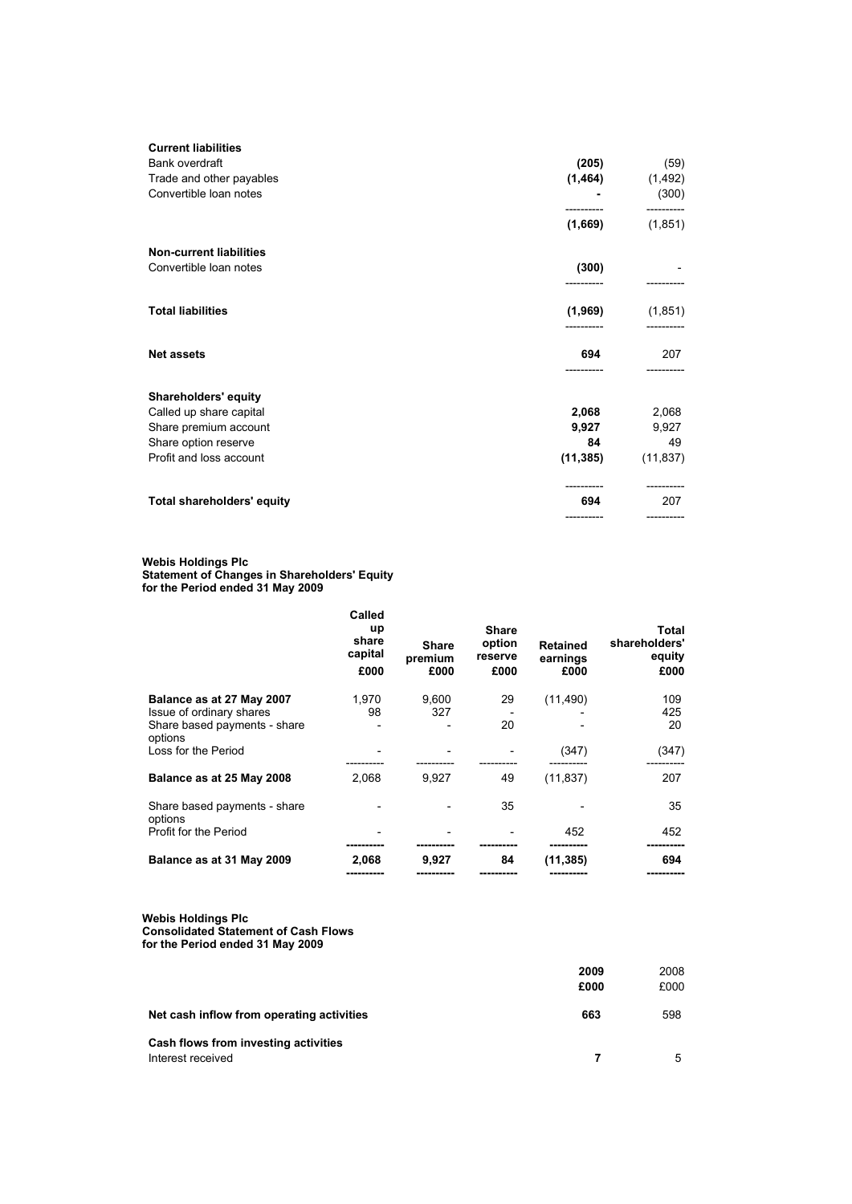| | | |
|---|---|---|
| **Current liabilities** | | |
| Bank overdraft | **(205)** | (59) |
| Trade and other payables | **(1,464)** | (1,492) |
| Convertible loan notes | **-** | (300) |
| | **(1,669)** | (1,851) |
| **Non-current liabilities** | | |
| Convertible loan notes | **(300)** | - |
| **Total liabilities** | **(1,969)** | (1,851) |
| **Net assets** | **694** | 207 |
| **Shareholders' equity** | | |
| Called up share capital | **2,068** | 2,068 |
| Share premium account | **9,927** | 9,927 |
| Share option reserve | **84** | 49 |
| Profit and loss account | **(11,385)** | (11,837) |
| **Total shareholders' equity** | **694** | 207 |

**Webis Holdings Plc**
**Statement of Changes in Shareholders' Equity**
**for the Period ended 31 May 2009**

| | Called up share capital £000 | Share premium £000 | Share option reserve £000 | Retained earnings £000 | Total shareholders' equity £000 |
|---|---|---|---|---|---|
| **Balance as at 27 May 2007** | 1,970 | 9,600 | 29 | (11,490) | 109 |
| Issue of ordinary shares | 98 | 327 | - | - | 425 |
| Share based payments - share options | - | - | 20 | - | 20 |
| Loss for the Period | - | - | - | (347) | (347) |
| **Balance as at 25 May 2008** | 2,068 | 9,927 | 49 | (11,837) | 207 |
| Share based payments - share options | - | - | 35 | - | 35 |
| Profit for the Period | - | - | - | 452 | 452 |
| **Balance as at 31 May 2009** | **2,068** | **9,927** | **84** | **(11,385)** | **694** |

**Webis Holdings Plc**
**Consolidated Statement of Cash Flows**
**for the Period ended 31 May 2009**

| | 2009 £000 | 2008 £000 |
|---|---|---|
| **Net cash inflow from operating activities** | **663** | 598 |
| **Cash flows from investing activities** | | |
| Interest received | **7** | 5 |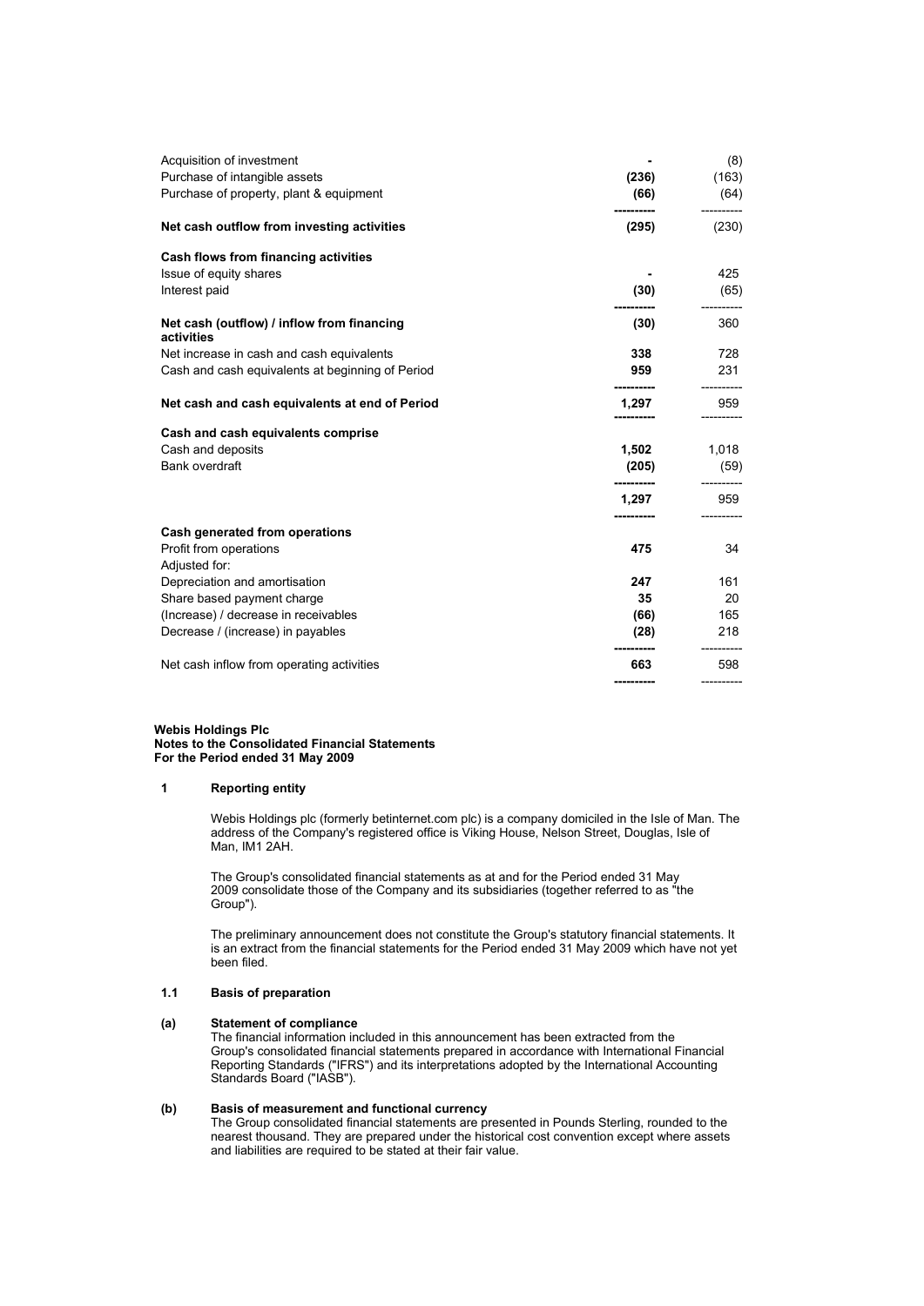| | | |
|---|---|---|
| Acquisition of investment | **-** | (8) |
| Purchase of intangible assets | **(236)** | (163) |
| Purchase of property, plant & equipment | **(66)** | (64) |
| **Net cash outflow from investing activities** | **(295)** | (230) |
| **Cash flows from financing activities** | | |
| Issue of equity shares | **-** | 425 |
| Interest paid | **(30)** | (65) |
| **Net cash (outflow) / inflow from financing activities** | **(30)** | 360 |
| Net increase in cash and cash equivalents | **338** | 728 |
| Cash and cash equivalents at beginning of Period | **959** | 231 |
| **Net cash and cash equivalents at end of Period** | **1,297** | 959 |
| **Cash and cash equivalents comprise** | | |
| Cash and deposits | **1,502** | 1,018 |
| Bank overdraft | **(205)** | (59) |
| | **1,297** | 959 |
| **Cash generated from operations** | | |
| Profit from operations | **475** | 34 |
| Adjusted for: | | |
| Depreciation and amortisation | **247** | 161 |
| Share based payment charge | **35** | 20 |
| (Increase) / decrease in receivables | **(66)** | 165 |
| Decrease / (increase) in payables | **(28)** | 218 |
| Net cash inflow from operating activities | **663** | 598 |

**Webis Holdings Plc**
**Notes to the Consolidated Financial Statements**
**For the Period ended 31 May 2009**

## 1 Reporting entity

Webis Holdings plc (formerly betinternet.com plc) is a company domiciled in the Isle of Man. The address of the Company's registered office is Viking House, Nelson Street, Douglas, Isle of Man, IM1 2AH.

The Group's consolidated financial statements as at and for the Period ended 31 May 2009 consolidate those of the Company and its subsidiaries (together referred to as "the Group").

The preliminary announcement does not constitute the Group's statutory financial statements. It is an extract from the financial statements for the Period ended 31 May 2009 which have not yet been filed.

### 1.1 Basis of preparation

**(a) Statement of compliance**

The financial information included in this announcement has been extracted from the Group's consolidated financial statements prepared in accordance with International Financial Reporting Standards ("IFRS") and its interpretations adopted by the International Accounting Standards Board ("IASB").

**(b) Basis of measurement and functional currency**

The Group consolidated financial statements are presented in Pounds Sterling, rounded to the nearest thousand. They are prepared under the historical cost convention except where assets and liabilities are required to be stated at their fair value.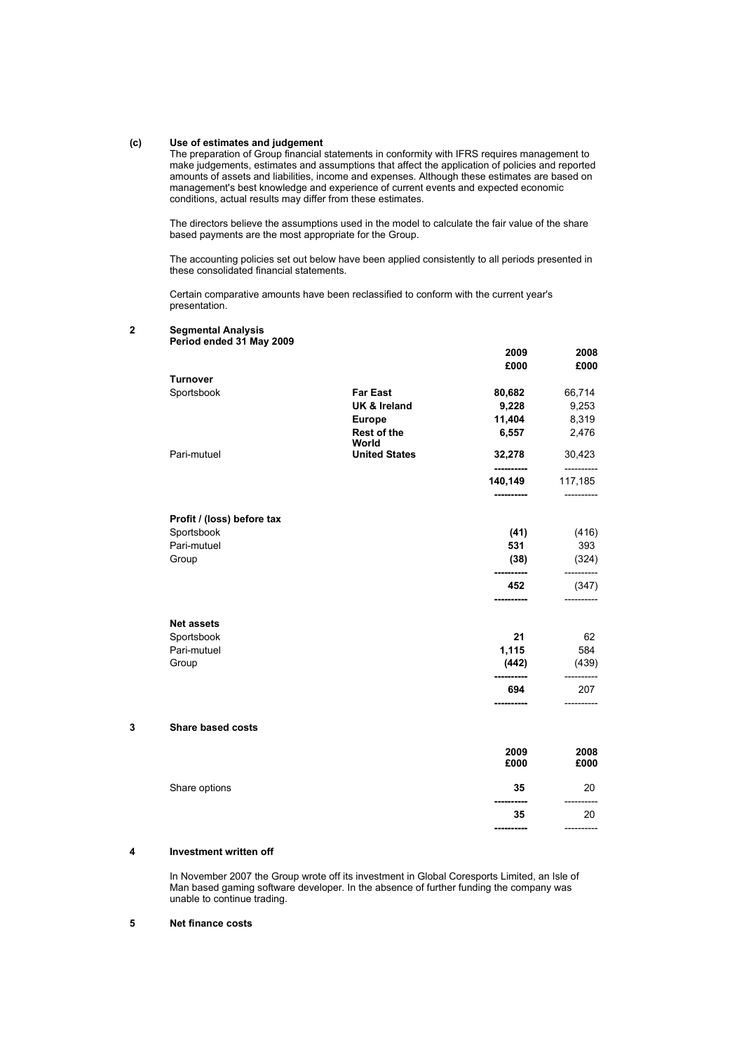**(c) Use of estimates and judgement**

The preparation of Group financial statements in conformity with IFRS requires management to make judgements, estimates and assumptions that affect the application of policies and reported amounts of assets and liabilities, income and expenses. Although these estimates are based on management's best knowledge and experience of current events and expected economic conditions, actual results may differ from these estimates.

The directors believe the assumptions used in the model to calculate the fair value of the share based payments are the most appropriate for the Group.

The accounting policies set out below have been applied consistently to all periods presented in these consolidated financial statements.

Certain comparative amounts have been reclassified to conform with the current year's presentation.

## 2 Segmental Analysis

**Period ended 31 May 2009**

| | | 2009 £000 | 2008 £000 |
|---|---|---|---|
| **Turnover** | | | |
| Sportsbook | **Far East** | **80,682** | 66,714 |
| | **UK & Ireland** | **9,228** | 9,253 |
| | **Europe** | **11,404** | 8,319 |
| | **Rest of the World** | **6,557** | 2,476 |
| Pari-mutuel | **United States** | **32,278** | 30,423 |
| | | **140,149** | 117,185 |
| **Profit / (loss) before tax** | | | |
| Sportsbook | | **(41)** | (416) |
| Pari-mutuel | | **531** | 393 |
| Group | | **(38)** | (324) |
| | | **452** | (347) |
| **Net assets** | | | |
| Sportsbook | | **21** | 62 |
| Pari-mutuel | | **1,115** | 584 |
| Group | | **(442)** | (439) |
| | | **694** | 207 |

## 3 Share based costs

| | 2009 £000 | 2008 £000 |
|---|---|---|
| Share options | **35** | 20 |
| | **35** | 20 |

## 4 Investment written off

In November 2007 the Group wrote off its investment in Global Coresports Limited, an Isle of Man based gaming software developer. In the absence of further funding the company was unable to continue trading.

## 5 Net finance costs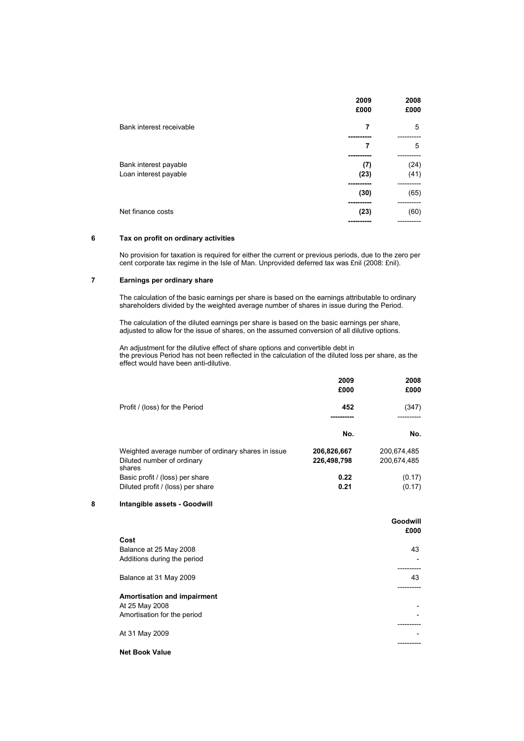| | 2009 £000 | 2008 £000 |
|---|---|---|
| Bank interest receivable | **7** | 5 |
| | **7** | 5 |
| Bank interest payable | **(7)** | (24) |
| Loan interest payable | **(23)** | (41) |
| | **(30)** | (65) |
| Net finance costs | **(23)** | (60) |

## 6 Tax on profit on ordinary activities

No provision for taxation is required for either the current or previous periods, due to the zero per cent corporate tax regime in the Isle of Man. Unprovided deferred tax was £nil (2008: £nil).

## 7 Earnings per ordinary share

The calculation of the basic earnings per share is based on the earnings attributable to ordinary shareholders divided by the weighted average number of shares in issue during the Period.

The calculation of the diluted earnings per share is based on the basic earnings per share, adjusted to allow for the issue of shares, on the assumed conversion of all dilutive options.

An adjustment for the dilutive effect of share options and convertible debt in the previous Period has not been reflected in the calculation of the diluted loss per share, as the effect would have been anti-dilutive.

| | 2009 £000 | 2008 £000 |
|---|---|---|
| Profit / (loss) for the Period | **452** | (347) |
| | **No.** | **No.** |
| Weighted average number of ordinary shares in issue | **206,826,667** | 200,674,485 |
| Diluted number of ordinary shares | **226,498,798** | 200,674,485 |
| Basic profit / (loss) per share | **0.22** | (0.17) |
| Diluted profit / (loss) per share | **0.21** | (0.17) |

## 8 Intangible assets - Goodwill

| | Goodwill £000 |
|---|---|
| **Cost** | |
| Balance at 25 May 2008 | 43 |
| Additions during the period | - |
| Balance at 31 May 2009 | 43 |
| **Amortisation and impairment** | |
| At 25 May 2008 | - |
| Amortisation for the period | - |
| At 31 May 2009 | - |
| **Net Book Value** | |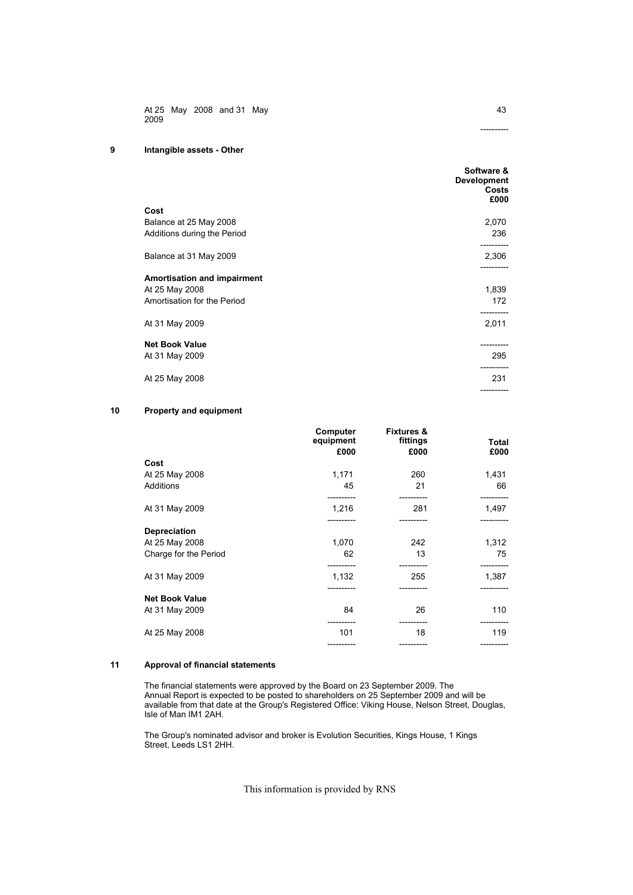| | |
|---|---|
| At 25 May 2008 and 31 May 2009 | 43 |

## 9 Intangible assets - Other

| | Software & Development Costs £000 |
|---|---|
| **Cost** | |
| Balance at 25 May 2008 | 2,070 |
| Additions during the Period | 236 |
| Balance at 31 May 2009 | 2,306 |
| **Amortisation and impairment** | |
| At 25 May 2008 | 1,839 |
| Amortisation for the Period | 172 |
| At 31 May 2009 | 2,011 |
| **Net Book Value** | |
| At 31 May 2009 | 295 |
| At 25 May 2008 | 231 |

## 10 Property and equipment

| | Computer equipment £000 | Fixtures & fittings £000 | Total £000 |
|---|---|---|---|
| **Cost** | | | |
| At 25 May 2008 | 1,171 | 260 | 1,431 |
| Additions | 45 | 21 | 66 |
| At 31 May 2009 | 1,216 | 281 | 1,497 |
| **Depreciation** | | | |
| At 25 May 2008 | 1,070 | 242 | 1,312 |
| Charge for the Period | 62 | 13 | 75 |
| At 31 May 2009 | 1,132 | 255 | 1,387 |
| **Net Book Value** | | | |
| At 31 May 2009 | 84 | 26 | 110 |
| At 25 May 2008 | 101 | 18 | 119 |

## 11 Approval of financial statements

The financial statements were approved by the Board on 23 September 2009. The Annual Report is expected to be posted to shareholders on 25 September 2009 and will be available from that date at the Group's Registered Office: Viking House, Nelson Street, Douglas, Isle of Man IM1 2AH.

The Group's nominated advisor and broker is Evolution Securities, Kings House, 1 Kings Street, Leeds LS1 2HH.

This information is provided by RNS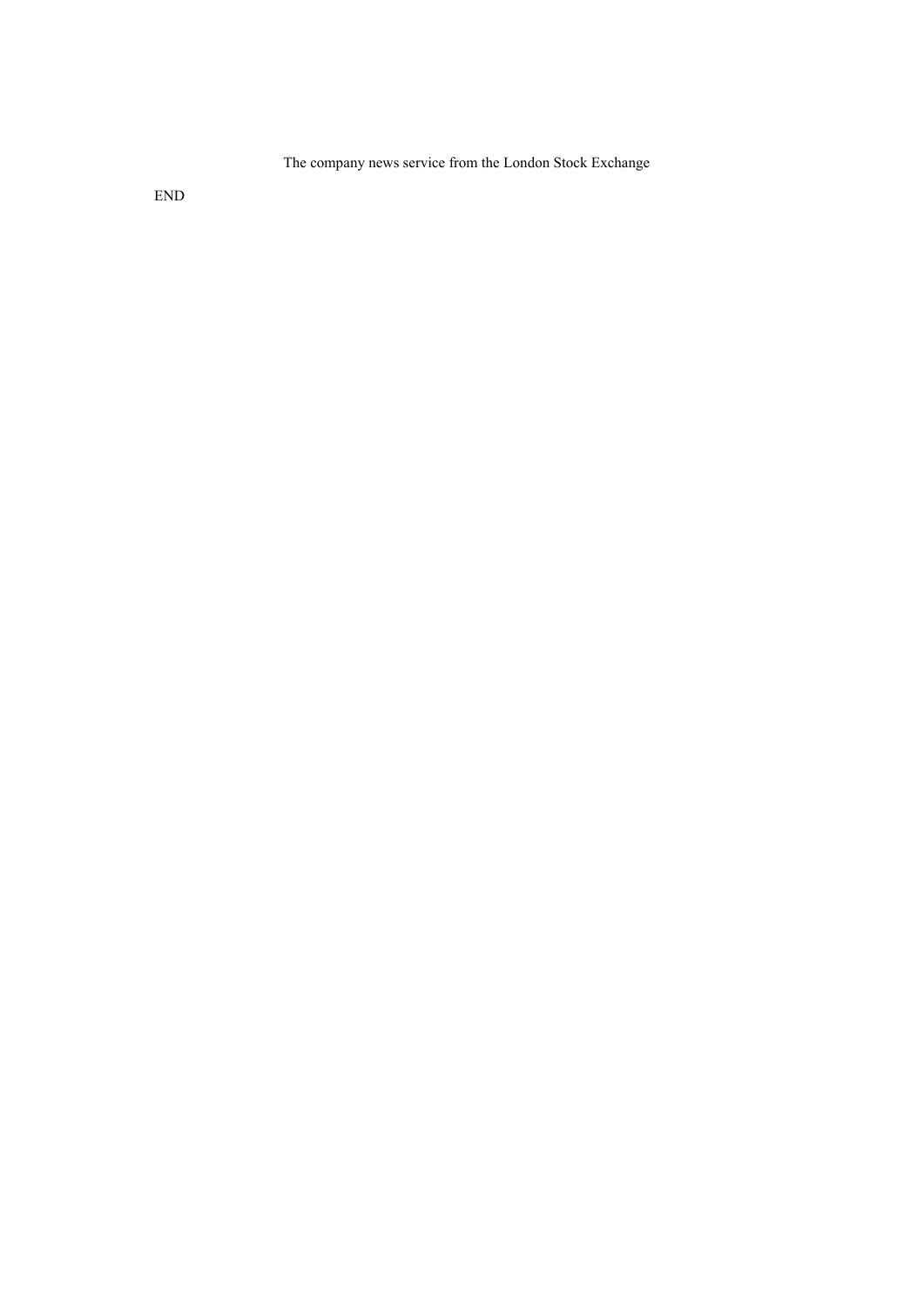The company news service from the London Stock Exchange

END